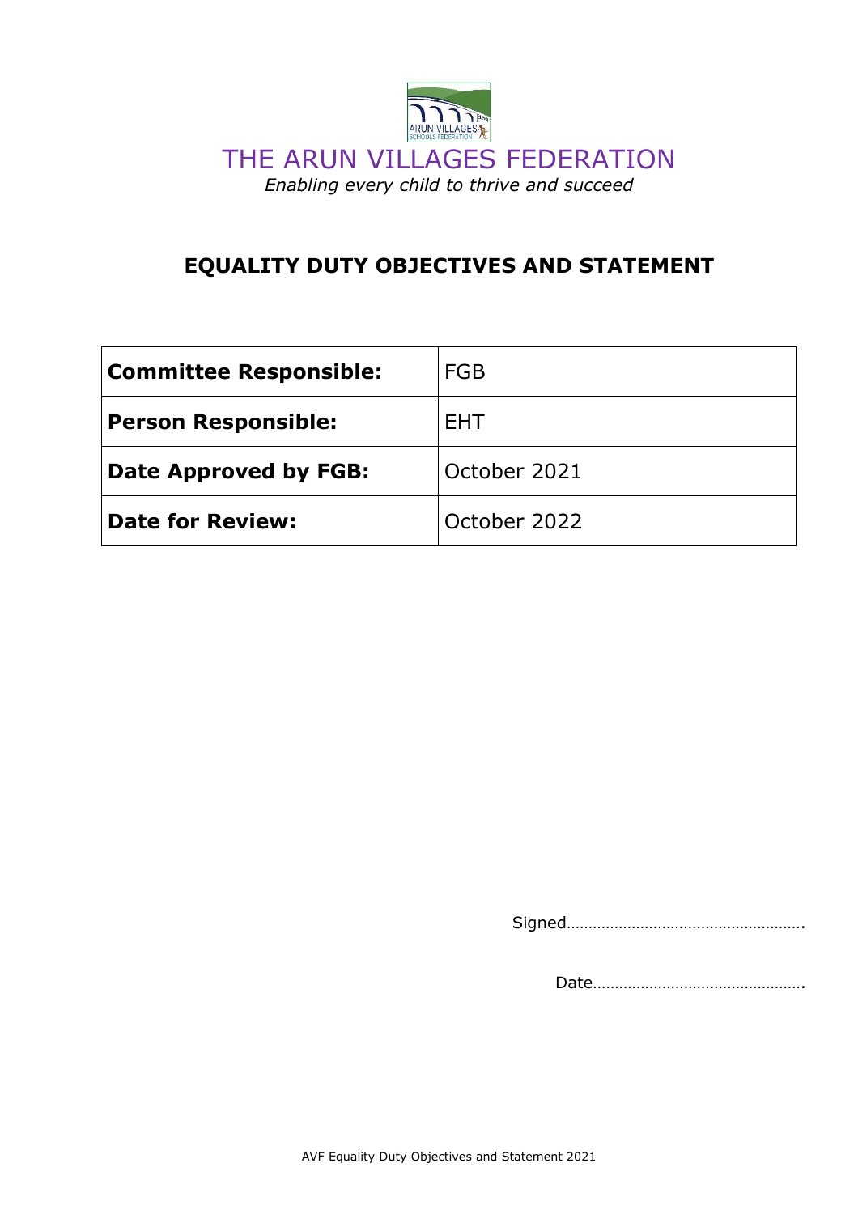# THE ARUN VILLAGES FEDERATION

*Enabling every child to thrive and succeed*

## EQUALITY DUTY OBJECTIVES AND STATEMENT

| **Committee Responsible:** | FGB |
|---|---|
| **Person Responsible:** | EHT |
| **Date Approved by FGB:** | October 2021 |
| **Date for Review:** | October 2022 |

Signed……………………………………………….

Date………………………………………….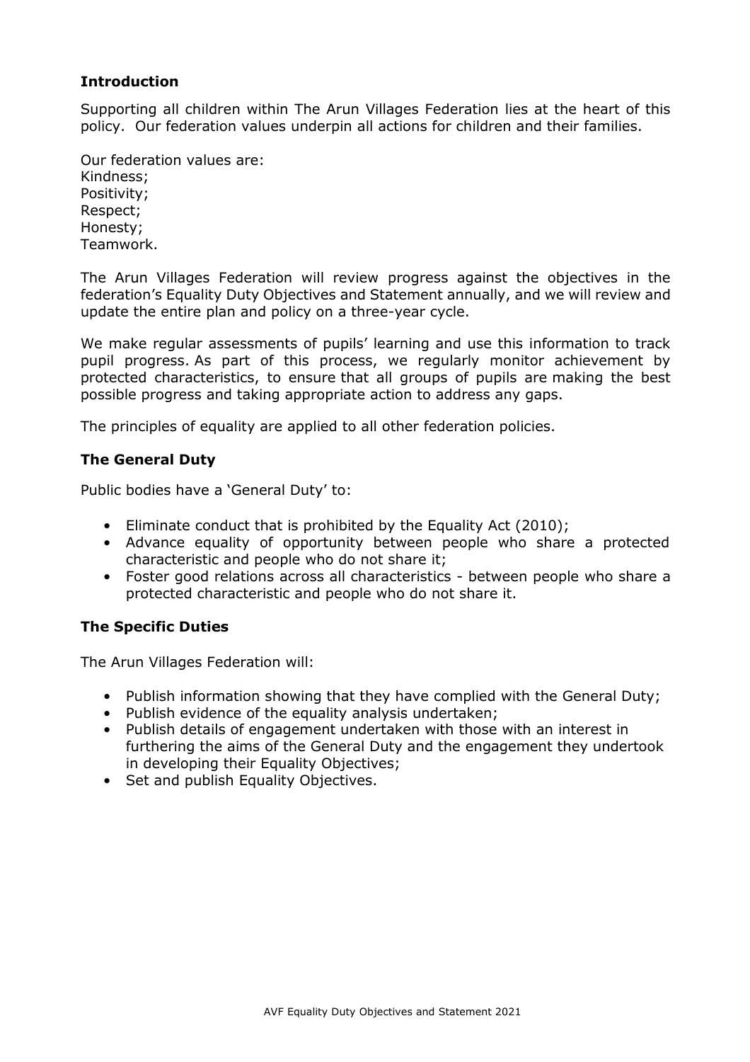## Introduction

Supporting all children within The Arun Villages Federation lies at the heart of this policy. Our federation values underpin all actions for children and their families.

Our federation values are:
Kindness;
Positivity;
Respect;
Honesty;
Teamwork.

The Arun Villages Federation will review progress against the objectives in the federation's Equality Duty Objectives and Statement annually, and we will review and update the entire plan and policy on a three-year cycle.

We make regular assessments of pupils' learning and use this information to track pupil progress. As part of this process, we regularly monitor achievement by protected characteristics, to ensure that all groups of pupils are making the best possible progress and taking appropriate action to address any gaps.

The principles of equality are applied to all other federation policies.

## The General Duty

Public bodies have a 'General Duty' to:

- Eliminate conduct that is prohibited by the Equality Act (2010);
- Advance equality of opportunity between people who share a protected characteristic and people who do not share it;
- Foster good relations across all characteristics - between people who share a protected characteristic and people who do not share it.

## The Specific Duties

The Arun Villages Federation will:

- Publish information showing that they have complied with the General Duty;
- Publish evidence of the equality analysis undertaken;
- Publish details of engagement undertaken with those with an interest in furthering the aims of the General Duty and the engagement they undertook in developing their Equality Objectives;
- Set and publish Equality Objectives.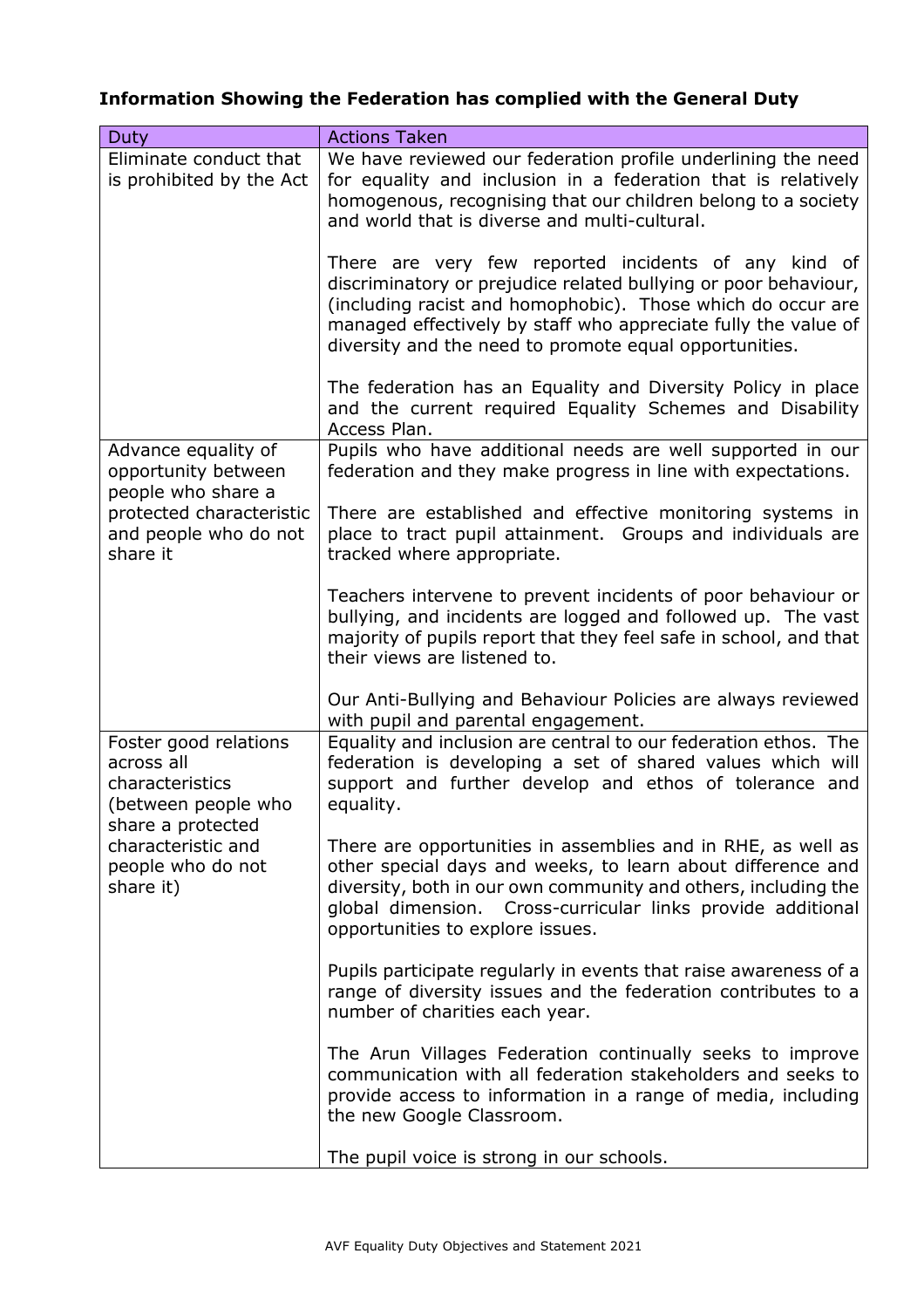**Information Showing the Federation has complied with the General Duty**

| Duty | Actions Taken |
|---|---|
| Eliminate conduct that is prohibited by the Act | We have reviewed our federation profile underlining the need for equality and inclusion in a federation that is relatively homogenous, recognising that our children belong to a society and world that is diverse and multi-cultural.<br><br>There are very few reported incidents of any kind of discriminatory or prejudice related bullying or poor behaviour, (including racist and homophobic). Those which do occur are managed effectively by staff who appreciate fully the value of diversity and the need to promote equal opportunities.<br><br>The federation has an Equality and Diversity Policy in place and the current required Equality Schemes and Disability Access Plan. |
| Advance equality of opportunity between people who share a protected characteristic and people who do not share it | Pupils who have additional needs are well supported in our federation and they make progress in line with expectations.<br><br>There are established and effective monitoring systems in place to tract pupil attainment. Groups and individuals are tracked where appropriate.<br><br>Teachers intervene to prevent incidents of poor behaviour or bullying, and incidents are logged and followed up. The vast majority of pupils report that they feel safe in school, and that their views are listened to.<br><br>Our Anti-Bullying and Behaviour Policies are always reviewed with pupil and parental engagement. |
| Foster good relations across all characteristics (between people who share a protected characteristic and people who do not share it) | Equality and inclusion are central to our federation ethos. The federation is developing a set of shared values which will support and further develop and ethos of tolerance and equality.<br><br>There are opportunities in assemblies and in RHE, as well as other special days and weeks, to learn about difference and diversity, both in our own community and others, including the global dimension. Cross-curricular links provide additional opportunities to explore issues.<br><br>Pupils participate regularly in events that raise awareness of a range of diversity issues and the federation contributes to a number of charities each year.<br><br>The Arun Villages Federation continually seeks to improve communication with all federation stakeholders and seeks to provide access to information in a range of media, including the new Google Classroom.<br><br>The pupil voice is strong in our schools. |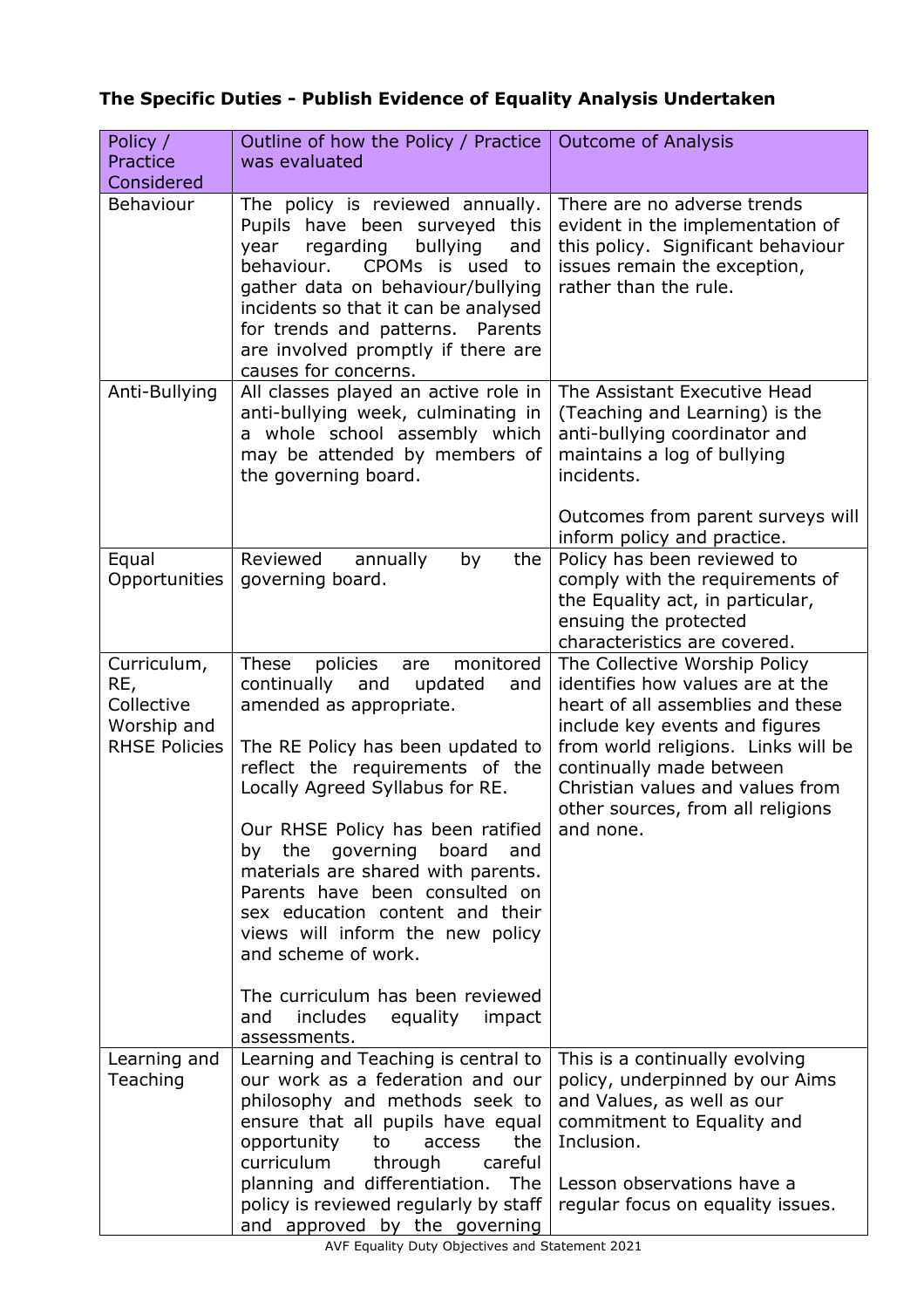**The Specific Duties - Publish Evidence of Equality Analysis Undertaken**

| Policy / Practice Considered | Outline of how the Policy / Practice was evaluated | Outcome of Analysis |
|---|---|---|
| Behaviour | The policy is reviewed annually. Pupils have been surveyed this year regarding bullying and behaviour. CPOMs is used to gather data on behaviour/bullying incidents so that it can be analysed for trends and patterns. Parents are involved promptly if there are causes for concerns. | There are no adverse trends evident in the implementation of this policy. Significant behaviour issues remain the exception, rather than the rule. |
| Anti-Bullying | All classes played an active role in anti-bullying week, culminating in a whole school assembly which may be attended by members of the governing board. | The Assistant Executive Head (Teaching and Learning) is the anti-bullying coordinator and maintains a log of bullying incidents.<br><br>Outcomes from parent surveys will inform policy and practice. |
| Equal Opportunities | Reviewed annually by the governing board. | Policy has been reviewed to comply with the requirements of the Equality act, in particular, ensuing the protected characteristics are covered. |
| Curriculum, RE, Collective Worship and RHSE Policies | These policies are monitored continually and updated and amended as appropriate.<br><br>The RE Policy has been updated to reflect the requirements of the Locally Agreed Syllabus for RE.<br><br>Our RHSE Policy has been ratified by the governing board and materials are shared with parents. Parents have been consulted on sex education content and their views will inform the new policy and scheme of work.<br><br>The curriculum has been reviewed and includes equality impact assessments. | The Collective Worship Policy identifies how values are at the heart of all assemblies and these include key events and figures from world religions. Links will be continually made between Christian values and values from other sources, from all religions and none. |
| Learning and Teaching | Learning and Teaching is central to our work as a federation and our philosophy and methods seek to ensure that all pupils have equal opportunity to access the curriculum through careful planning and differentiation. The policy is reviewed regularly by staff and approved by the governing | This is a continually evolving policy, underpinned by our Aims and Values, as well as our commitment to Equality and Inclusion.<br><br>Lesson observations have a regular focus on equality issues. |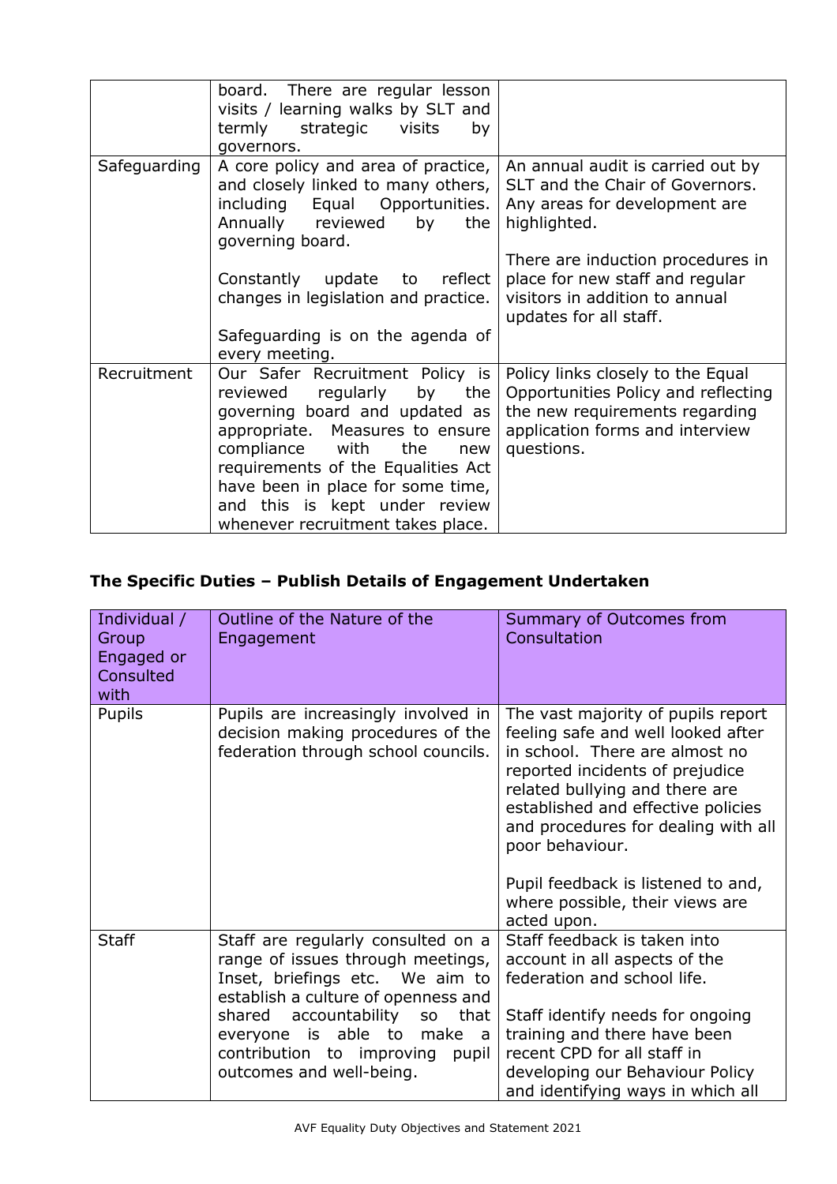| | | |
|---|---|---|
| | board. There are regular lesson visits / learning walks by SLT and termly strategic visits by governors. | |
| Safeguarding | A core policy and area of practice, and closely linked to many others, including Equal Opportunities. Annually reviewed by the governing board.<br><br>Constantly update to reflect changes in legislation and practice.<br><br>Safeguarding is on the agenda of every meeting. | An annual audit is carried out by SLT and the Chair of Governors. Any areas for development are highlighted.<br><br>There are induction procedures in place for new staff and regular visitors in addition to annual updates for all staff. |
| Recruitment | Our Safer Recruitment Policy is reviewed regularly by the governing board and updated as appropriate. Measures to ensure compliance with the new requirements of the Equalities Act have been in place for some time, and this is kept under review whenever recruitment takes place. | Policy links closely to the Equal Opportunities Policy and reflecting the new requirements regarding application forms and interview questions. |

## The Specific Duties – Publish Details of Engagement Undertaken

| Individual / Group Engaged or Consulted with | Outline of the Nature of the Engagement | Summary of Outcomes from Consultation |
|---|---|---|
| Pupils | Pupils are increasingly involved in decision making procedures of the federation through school councils. | The vast majority of pupils report feeling safe and well looked after in school. There are almost no reported incidents of prejudice related bullying and there are established and effective policies and procedures for dealing with all poor behaviour.<br><br>Pupil feedback is listened to and, where possible, their views are acted upon. |
| Staff | Staff are regularly consulted on a range of issues through meetings, Inset, briefings etc. We aim to establish a culture of openness and shared accountability so that everyone is able to make a contribution to improving pupil outcomes and well-being. | Staff feedback is taken into account in all aspects of the federation and school life.<br><br>Staff identify needs for ongoing training and there have been recent CPD for all staff in developing our Behaviour Policy and identifying ways in which all |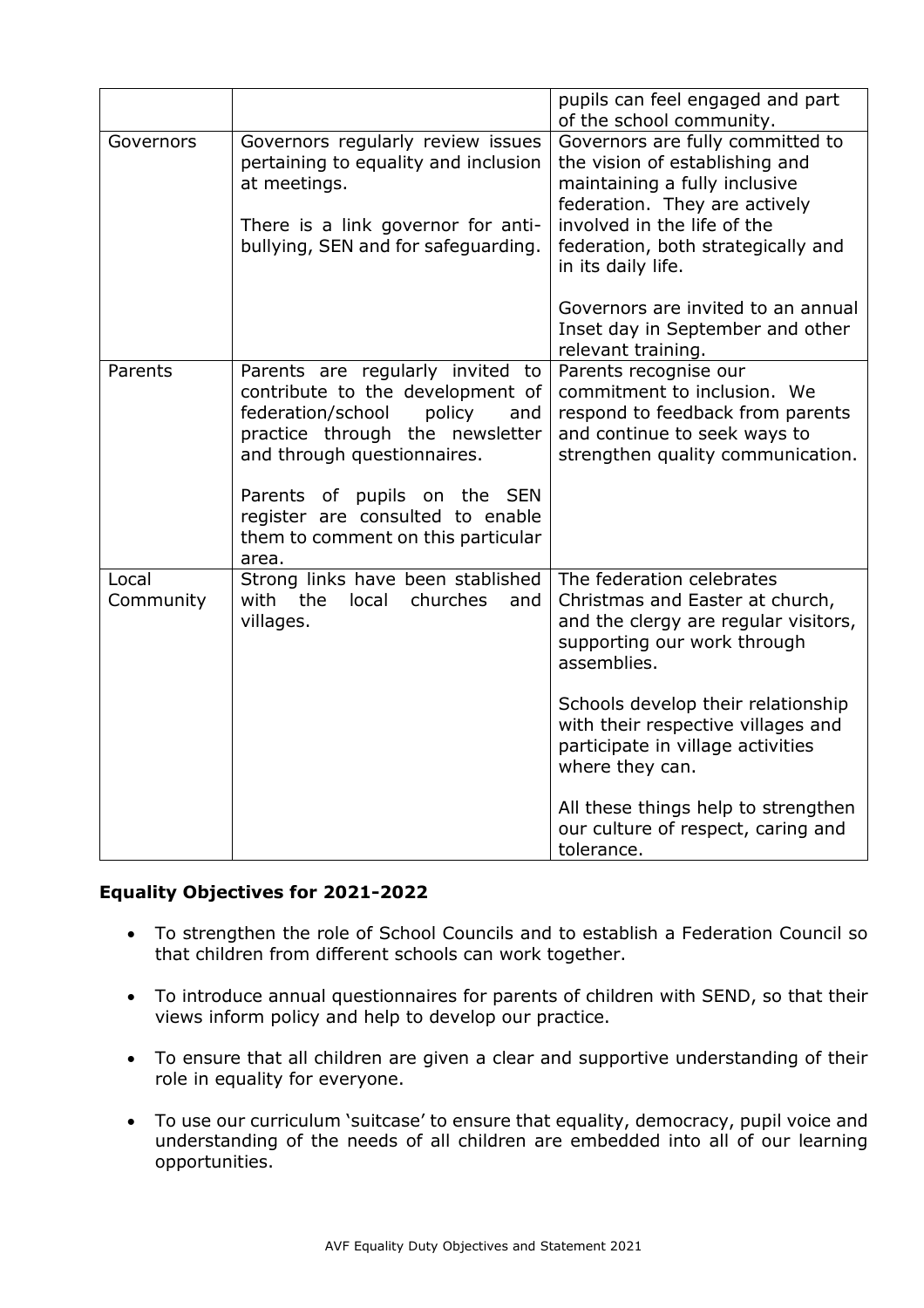| | | |
|---|---|---|
| | | pupils can feel engaged and part of the school community. |
| Governors | Governors regularly review issues pertaining to equality and inclusion at meetings.<br><br>There is a link governor for anti-bullying, SEN and for safeguarding. | Governors are fully committed to the vision of establishing and maintaining a fully inclusive federation. They are actively involved in the life of the federation, both strategically and in its daily life.<br><br>Governors are invited to an annual Inset day in September and other relevant training. |
| Parents | Parents are regularly invited to contribute to the development of federation/school policy and practice through the newsletter and through questionnaires.<br><br>Parents of pupils on the SEN register are consulted to enable them to comment on this particular area. | Parents recognise our commitment to inclusion. We respond to feedback from parents and continue to seek ways to strengthen quality communication. |
| Local Community | Strong links have been stablished with the local churches and villages. | The federation celebrates Christmas and Easter at church, and the clergy are regular visitors, supporting our work through assemblies.<br><br>Schools develop their relationship with their respective villages and participate in village activities where they can.<br><br>All these things help to strengthen our culture of respect, caring and tolerance. |

## Equality Objectives for 2021-2022

- To strengthen the role of School Councils and to establish a Federation Council so that children from different schools can work together.
- To introduce annual questionnaires for parents of children with SEND, so that their views inform policy and help to develop our practice.
- To ensure that all children are given a clear and supportive understanding of their role in equality for everyone.
- To use our curriculum 'suitcase' to ensure that equality, democracy, pupil voice and understanding of the needs of all children are embedded into all of our learning opportunities.